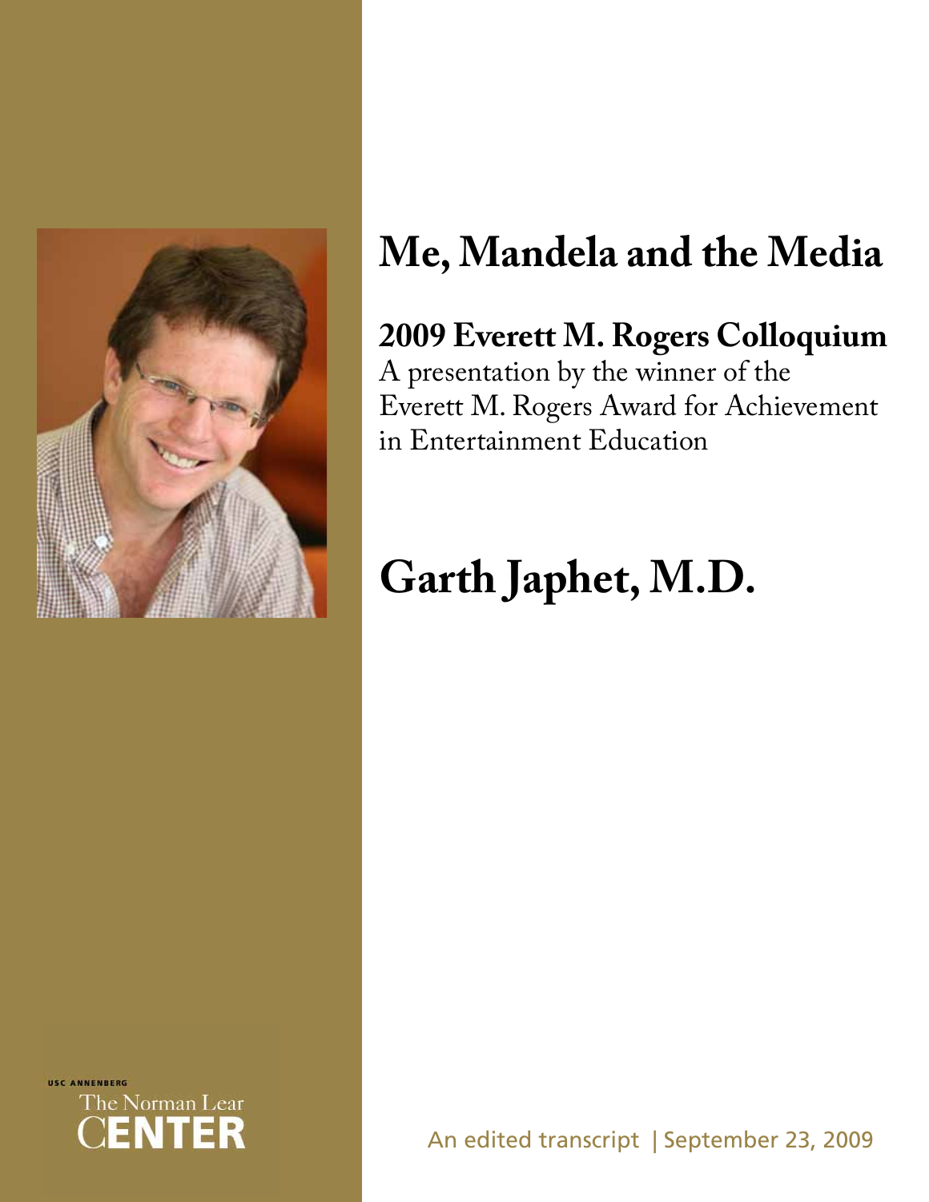# Me, Mandela and the Media

## 2009 Everett M. Rogers Colloquium

A presentation by the winner of the Everett M. Rogers Award for Achievement in Entertainment Education

# Garth Japhet, M.D.

USC ANNENBERG

The Norman Lear CENTER

An edited transcript | September 23, 2009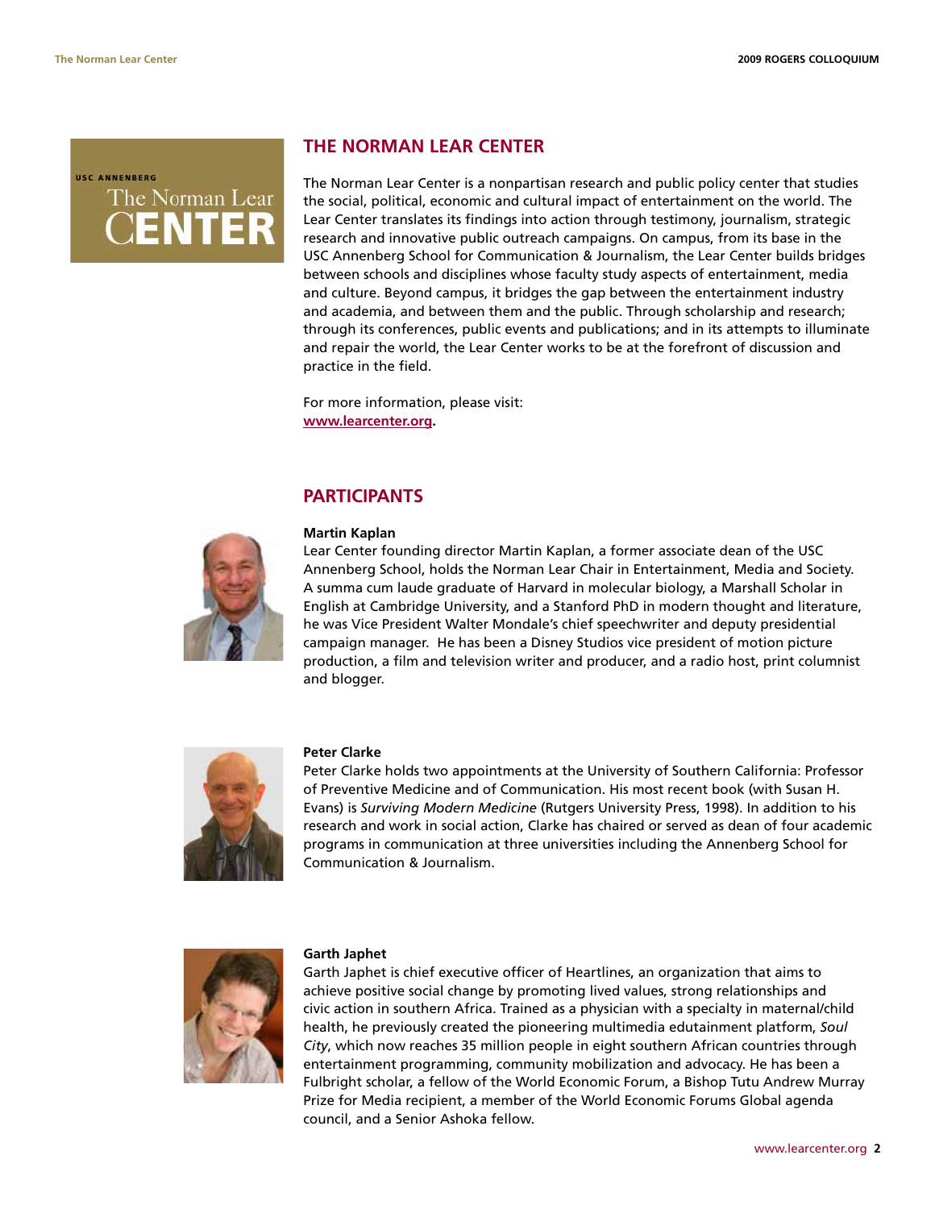## THE NORMAN LEAR CENTER

The Norman Lear Center is a nonpartisan research and public policy center that studies the social, political, economic and cultural impact of entertainment on the world. The Lear Center translates its findings into action through testimony, journalism, strategic research and innovative public outreach campaigns. On campus, from its base in the USC Annenberg School for Communication & Journalism, the Lear Center builds bridges between schools and disciplines whose faculty study aspects of entertainment, media and culture. Beyond campus, it bridges the gap between the entertainment industry and academia, and between them and the public. Through scholarship and research; through its conferences, public events and publications; and in its attempts to illuminate and repair the world, the Lear Center works to be at the forefront of discussion and practice in the field.

For more information, please visit:
**www.learcenter.org.**

## PARTICIPANTS

**Martin Kaplan**
Lear Center founding director Martin Kaplan, a former associate dean of the USC Annenberg School, holds the Norman Lear Chair in Entertainment, Media and Society. A summa cum laude graduate of Harvard in molecular biology, a Marshall Scholar in English at Cambridge University, and a Stanford PhD in modern thought and literature, he was Vice President Walter Mondale's chief speechwriter and deputy presidential campaign manager. He has been a Disney Studios vice president of motion picture production, a film and television writer and producer, and a radio host, print columnist and blogger.

**Peter Clarke**
Peter Clarke holds two appointments at the University of Southern California: Professor of Preventive Medicine and of Communication. His most recent book (with Susan H. Evans) is *Surviving Modern Medicine* (Rutgers University Press, 1998). In addition to his research and work in social action, Clarke has chaired or served as dean of four academic programs in communication at three universities including the Annenberg School for Communication & Journalism.

**Garth Japhet**
Garth Japhet is chief executive officer of Heartlines, an organization that aims to achieve positive social change by promoting lived values, strong relationships and civic action in southern Africa. Trained as a physician with a specialty in maternal/child health, he previously created the pioneering multimedia edutainment platform, *Soul City*, which now reaches 35 million people in eight southern African countries through entertainment programming, community mobilization and advocacy. He has been a Fulbright scholar, a fellow of the World Economic Forum, a Bishop Tutu Andrew Murray Prize for Media recipient, a member of the World Economic Forums Global agenda council, and a Senior Ashoka fellow.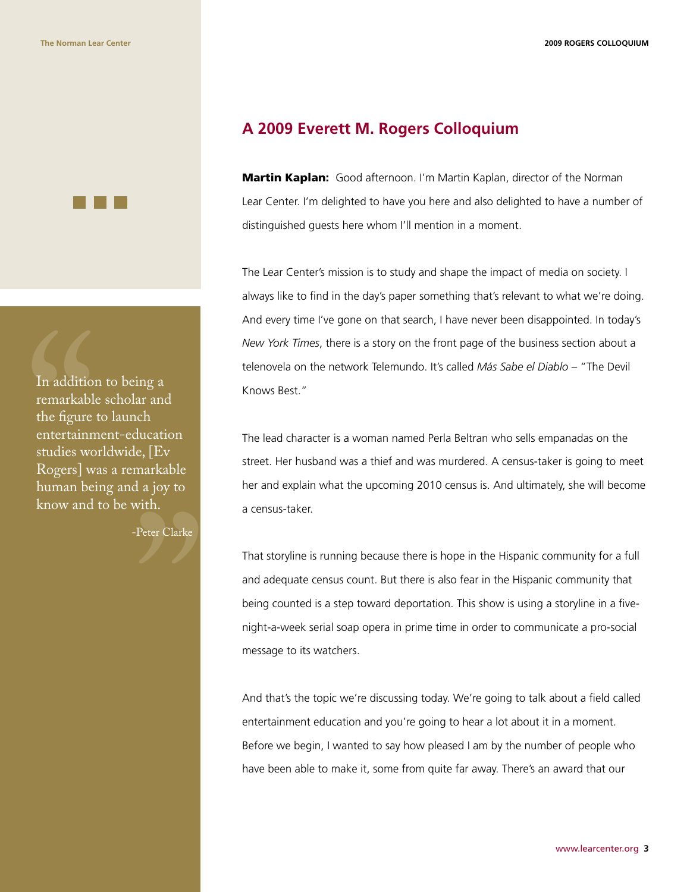> In addition to being a remarkable scholar and the figure to launch entertainment-education studies worldwide, [Ev Rogers] was a remarkable human being and a joy to know and to be with.
>
> -Peter Clarke

## A 2009 Everett M. Rogers Colloquium

**Martin Kaplan:** Good afternoon. I'm Martin Kaplan, director of the Norman Lear Center. I'm delighted to have you here and also delighted to have a number of distinguished guests here whom I'll mention in a moment.

The Lear Center's mission is to study and shape the impact of media on society. I always like to find in the day's paper something that's relevant to what we're doing. And every time I've gone on that search, I have never been disappointed. In today's *New York Times*, there is a story on the front page of the business section about a telenovela on the network Telemundo. It's called *Más Sabe el Diablo* – "The Devil Knows Best."

The lead character is a woman named Perla Beltran who sells empanadas on the street. Her husband was a thief and was murdered. A census-taker is going to meet her and explain what the upcoming 2010 census is. And ultimately, she will become a census-taker.

That storyline is running because there is hope in the Hispanic community for a full and adequate census count. But there is also fear in the Hispanic community that being counted is a step toward deportation. This show is using a storyline in a five-night-a-week serial soap opera in prime time in order to communicate a pro-social message to its watchers.

And that's the topic we're discussing today. We're going to talk about a field called entertainment education and you're going to hear a lot about it in a moment. Before we begin, I wanted to say how pleased I am by the number of people who have been able to make it, some from quite far away. There's an award that our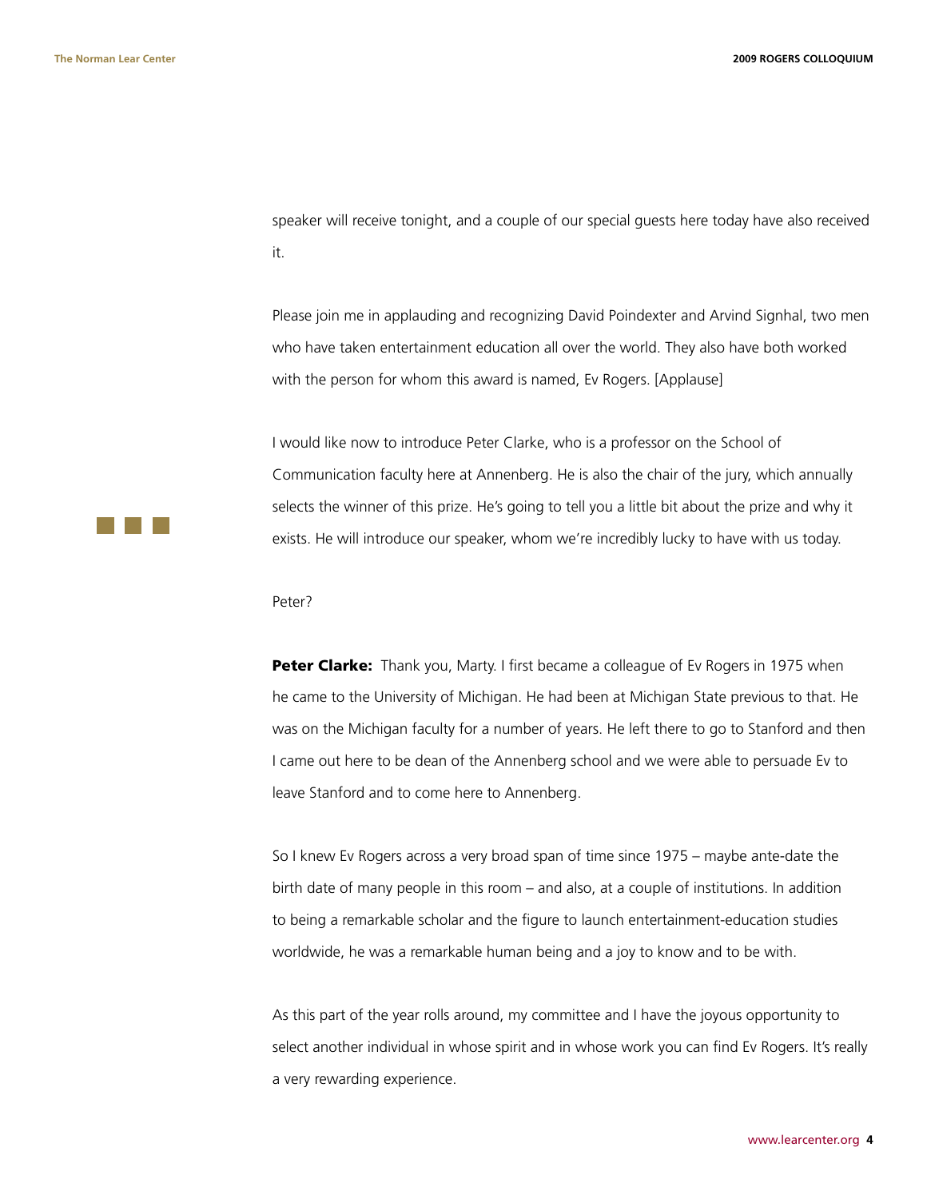speaker will receive tonight, and a couple of our special guests here today have also received it.

Please join me in applauding and recognizing David Poindexter and Arvind Signhal, two men who have taken entertainment education all over the world. They also have both worked with the person for whom this award is named, Ev Rogers. [Applause]

I would like now to introduce Peter Clarke, who is a professor on the School of Communication faculty here at Annenberg. He is also the chair of the jury, which annually selects the winner of this prize. He's going to tell you a little bit about the prize and why it exists. He will introduce our speaker, whom we're incredibly lucky to have with us today.

Peter?

**Peter Clarke:** Thank you, Marty. I first became a colleague of Ev Rogers in 1975 when he came to the University of Michigan. He had been at Michigan State previous to that. He was on the Michigan faculty for a number of years. He left there to go to Stanford and then I came out here to be dean of the Annenberg school and we were able to persuade Ev to leave Stanford and to come here to Annenberg.

So I knew Ev Rogers across a very broad span of time since 1975 – maybe ante-date the birth date of many people in this room – and also, at a couple of institutions. In addition to being a remarkable scholar and the figure to launch entertainment-education studies worldwide, he was a remarkable human being and a joy to know and to be with.

As this part of the year rolls around, my committee and I have the joyous opportunity to select another individual in whose spirit and in whose work you can find Ev Rogers. It's really a very rewarding experience.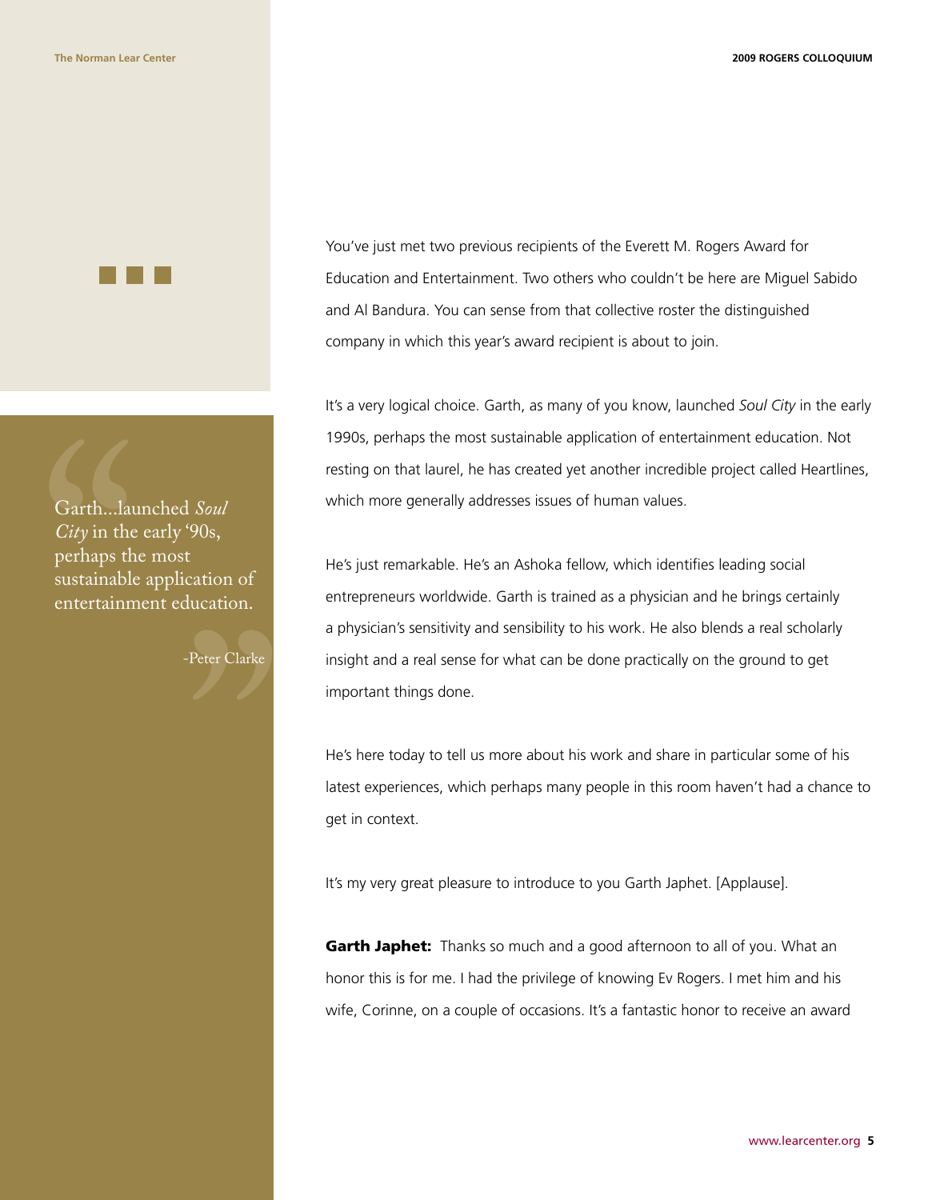> Garth...launched *Soul City* in the early '90s, perhaps the most sustainable application of entertainment education.
>
> -Peter Clarke

You've just met two previous recipients of the Everett M. Rogers Award for Education and Entertainment. Two others who couldn't be here are Miguel Sabido and Al Bandura. You can sense from that collective roster the distinguished company in which this year's award recipient is about to join.

It's a very logical choice. Garth, as many of you know, launched *Soul City* in the early 1990s, perhaps the most sustainable application of entertainment education. Not resting on that laurel, he has created yet another incredible project called Heartlines, which more generally addresses issues of human values.

He's just remarkable. He's an Ashoka fellow, which identifies leading social entrepreneurs worldwide. Garth is trained as a physician and he brings certainly a physician's sensitivity and sensibility to his work. He also blends a real scholarly insight and a real sense for what can be done practically on the ground to get important things done.

He's here today to tell us more about his work and share in particular some of his latest experiences, which perhaps many people in this room haven't had a chance to get in context.

It's my very great pleasure to introduce to you Garth Japhet. [Applause].

**Garth Japhet:** Thanks so much and a good afternoon to all of you. What an honor this is for me. I had the privilege of knowing Ev Rogers. I met him and his wife, Corinne, on a couple of occasions. It's a fantastic honor to receive an award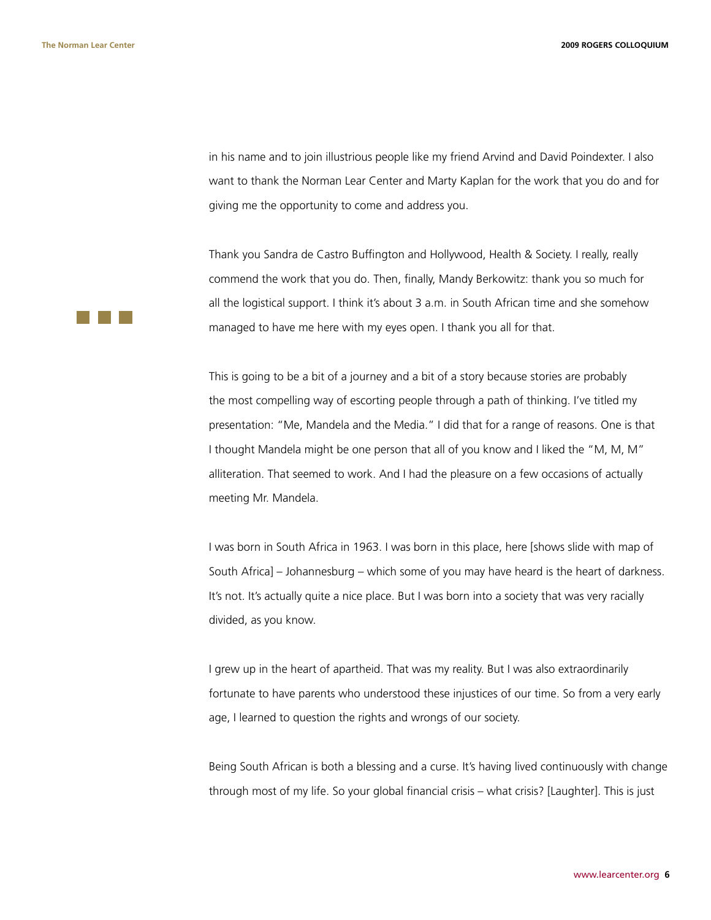in his name and to join illustrious people like my friend Arvind and David Poindexter. I also want to thank the Norman Lear Center and Marty Kaplan for the work that you do and for giving me the opportunity to come and address you.

Thank you Sandra de Castro Buffington and Hollywood, Health & Society. I really, really commend the work that you do. Then, finally, Mandy Berkowitz: thank you so much for all the logistical support. I think it's about 3 a.m. in South African time and she somehow managed to have me here with my eyes open. I thank you all for that.

This is going to be a bit of a journey and a bit of a story because stories are probably the most compelling way of escorting people through a path of thinking. I've titled my presentation: "Me, Mandela and the Media." I did that for a range of reasons. One is that I thought Mandela might be one person that all of you know and I liked the "M, M, M" alliteration. That seemed to work. And I had the pleasure on a few occasions of actually meeting Mr. Mandela.

I was born in South Africa in 1963. I was born in this place, here [shows slide with map of South Africa] – Johannesburg – which some of you may have heard is the heart of darkness. It's not. It's actually quite a nice place. But I was born into a society that was very racially divided, as you know.

I grew up in the heart of apartheid. That was my reality. But I was also extraordinarily fortunate to have parents who understood these injustices of our time. So from a very early age, I learned to question the rights and wrongs of our society.

Being South African is both a blessing and a curse. It's having lived continuously with change through most of my life. So your global financial crisis – what crisis? [Laughter]. This is just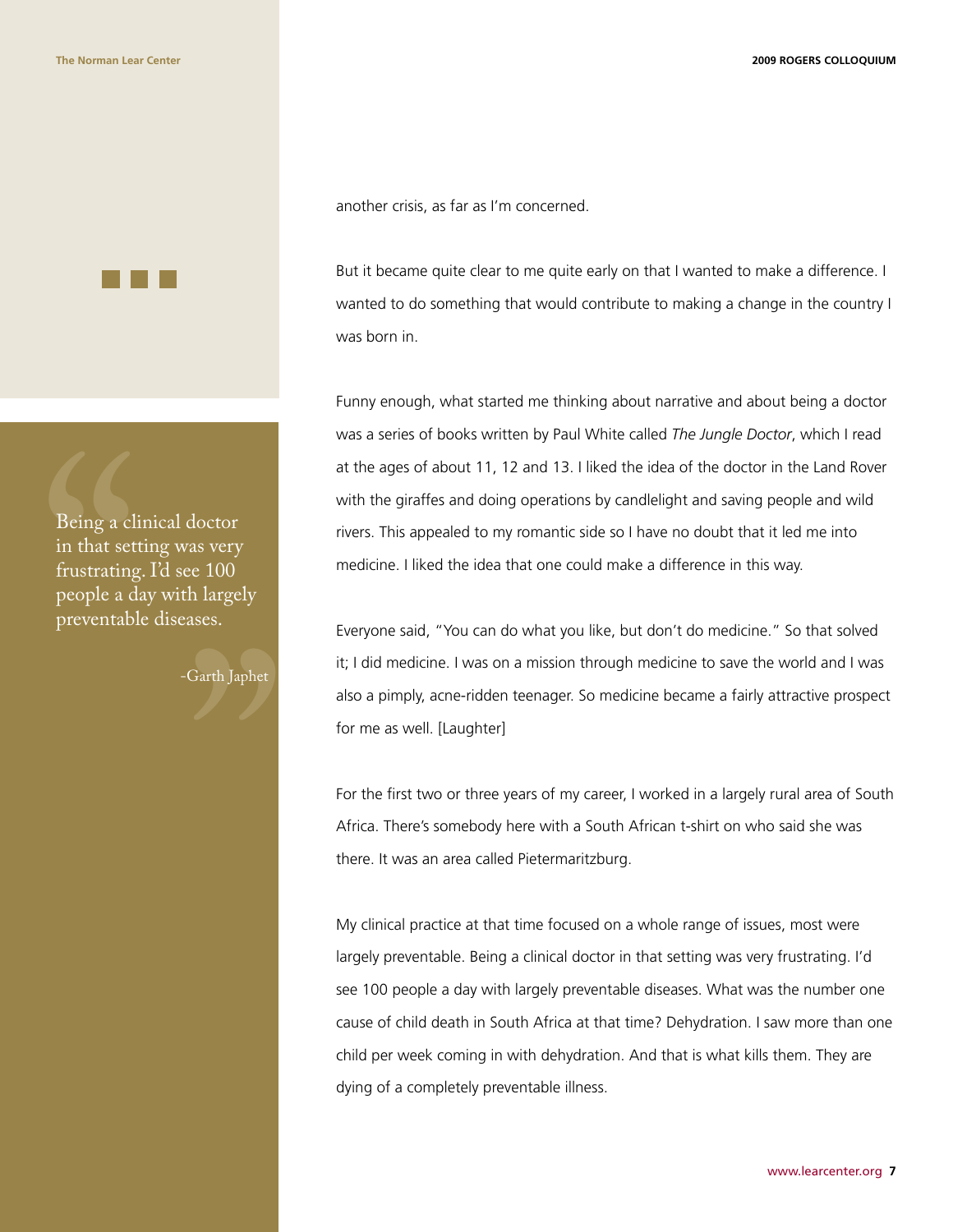another crisis, as far as I'm concerned.

But it became quite clear to me quite early on that I wanted to make a difference. I wanted to do something that would contribute to making a change in the country I was born in.

> Being a clinical doctor in that setting was very frustrating. I'd see 100 people a day with largely preventable diseases.
>
> -Garth Japhet

Funny enough, what started me thinking about narrative and about being a doctor was a series of books written by Paul White called *The Jungle Doctor*, which I read at the ages of about 11, 12 and 13. I liked the idea of the doctor in the Land Rover with the giraffes and doing operations by candlelight and saving people and wild rivers. This appealed to my romantic side so I have no doubt that it led me into medicine. I liked the idea that one could make a difference in this way.

Everyone said, "You can do what you like, but don't do medicine." So that solved it; I did medicine. I was on a mission through medicine to save the world and I was also a pimply, acne-ridden teenager. So medicine became a fairly attractive prospect for me as well. [Laughter]

For the first two or three years of my career, I worked in a largely rural area of South Africa. There's somebody here with a South African t-shirt on who said she was there. It was an area called Pietermaritzburg.

My clinical practice at that time focused on a whole range of issues, most were largely preventable. Being a clinical doctor in that setting was very frustrating. I'd see 100 people a day with largely preventable diseases. What was the number one cause of child death in South Africa at that time? Dehydration. I saw more than one child per week coming in with dehydration. And that is what kills them. They are dying of a completely preventable illness.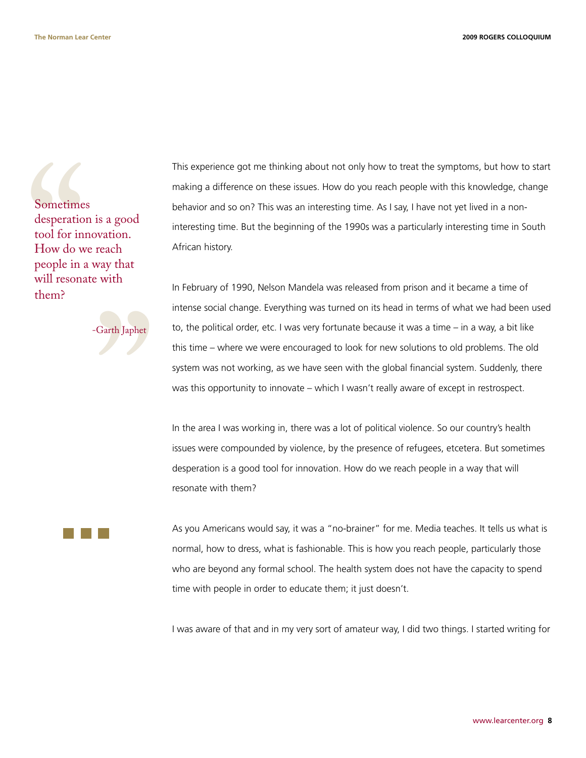> Sometimes desperation is a good tool for innovation. How do we reach people in a way that will resonate with them?
>
> -Garth Japhet

This experience got me thinking about not only how to treat the symptoms, but how to start making a difference on these issues. How do you reach people with this knowledge, change behavior and so on? This was an interesting time. As I say, I have not yet lived in a non-interesting time. But the beginning of the 1990s was a particularly interesting time in South African history.

In February of 1990, Nelson Mandela was released from prison and it became a time of intense social change. Everything was turned on its head in terms of what we had been used to, the political order, etc. I was very fortunate because it was a time – in a way, a bit like this time – where we were encouraged to look for new solutions to old problems. The old system was not working, as we have seen with the global financial system. Suddenly, there was this opportunity to innovate – which I wasn't really aware of except in restrospect.

In the area I was working in, there was a lot of political violence. So our country's health issues were compounded by violence, by the presence of refugees, etcetera. But sometimes desperation is a good tool for innovation. How do we reach people in a way that will resonate with them?

As you Americans would say, it was a "no-brainer" for me. Media teaches. It tells us what is normal, how to dress, what is fashionable. This is how you reach people, particularly those who are beyond any formal school. The health system does not have the capacity to spend time with people in order to educate them; it just doesn't.

I was aware of that and in my very sort of amateur way, I did two things. I started writing for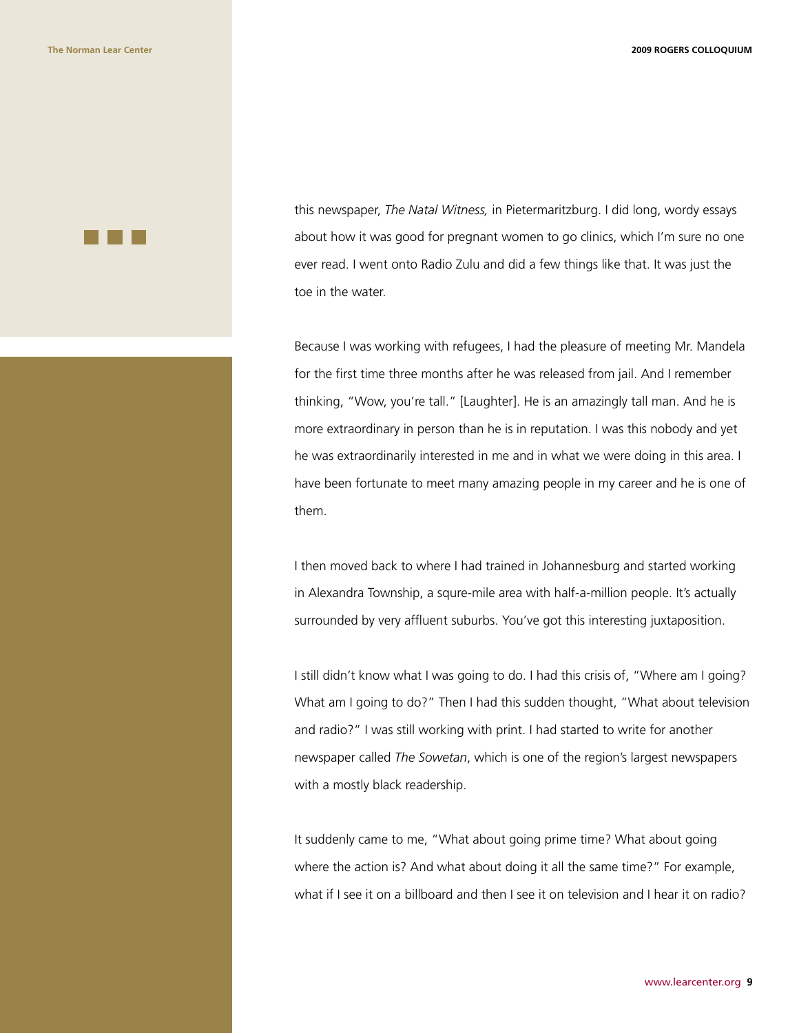this newspaper, *The Natal Witness,* in Pietermaritzburg. I did long, wordy essays about how it was good for pregnant women to go clinics, which I'm sure no one ever read. I went onto Radio Zulu and did a few things like that. It was just the toe in the water.

Because I was working with refugees, I had the pleasure of meeting Mr. Mandela for the first time three months after he was released from jail. And I remember thinking, "Wow, you're tall." [Laughter]. He is an amazingly tall man. And he is more extraordinary in person than he is in reputation. I was this nobody and yet he was extraordinarily interested in me and in what we were doing in this area. I have been fortunate to meet many amazing people in my career and he is one of them.

I then moved back to where I had trained in Johannesburg and started working in Alexandra Township, a squre-mile area with half-a-million people. It's actually surrounded by very affluent suburbs. You've got this interesting juxtaposition.

I still didn't know what I was going to do. I had this crisis of, "Where am I going? What am I going to do?" Then I had this sudden thought, "What about television and radio?" I was still working with print. I had started to write for another newspaper called *The Sowetan*, which is one of the region's largest newspapers with a mostly black readership.

It suddenly came to me, "What about going prime time? What about going where the action is? And what about doing it all the same time?" For example, what if I see it on a billboard and then I see it on television and I hear it on radio?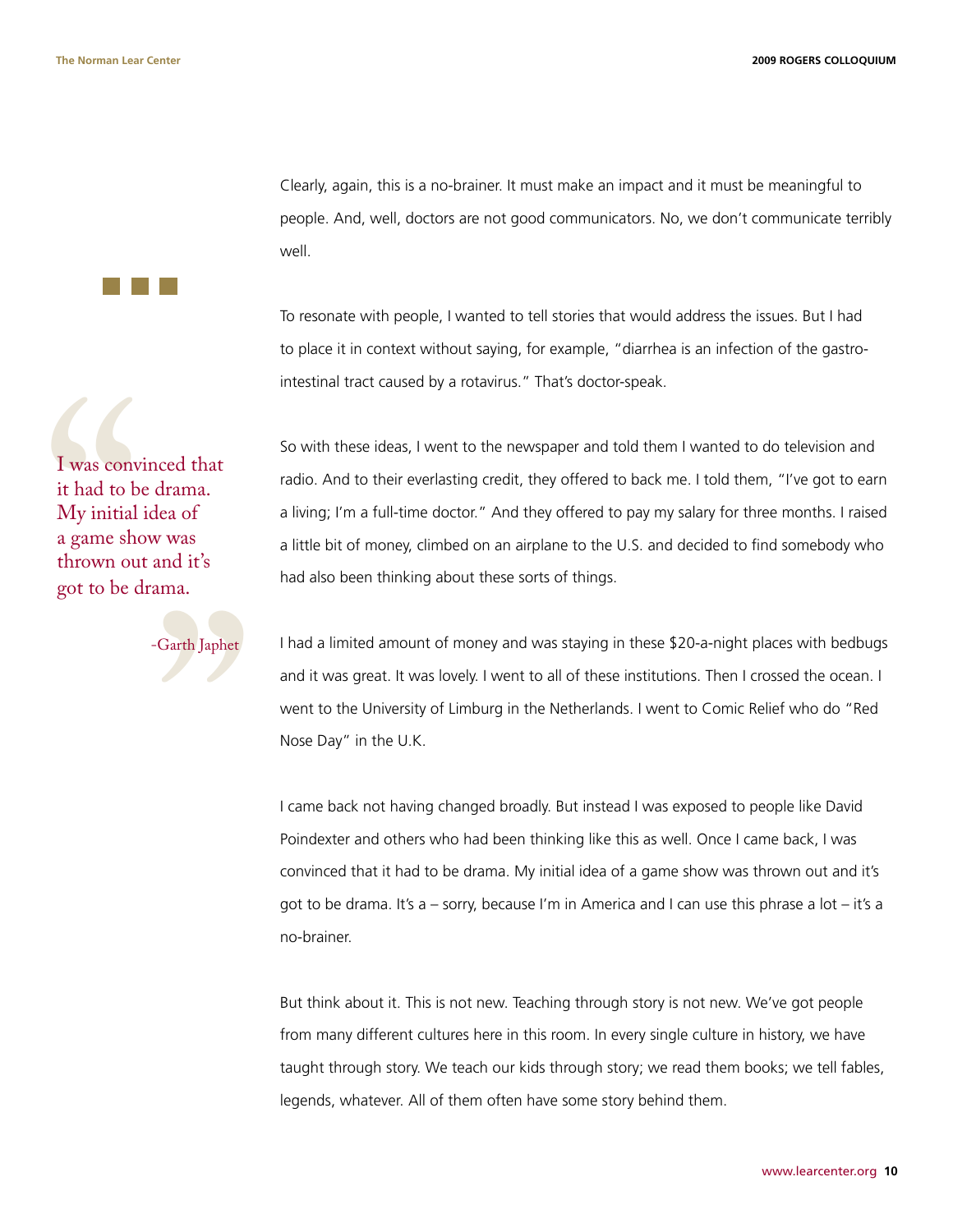Clearly, again, this is a no-brainer. It must make an impact and it must be meaningful to people. And, well, doctors are not good communicators. No, we don't communicate terribly well.

To resonate with people, I wanted to tell stories that would address the issues. But I had to place it in context without saying, for example, "diarrhea is an infection of the gastro-intestinal tract caused by a rotavirus." That's doctor-speak.

> I was convinced that it had to be drama. My initial idea of a game show was thrown out and it's got to be drama.
>
> -Garth Japhet

So with these ideas, I went to the newspaper and told them I wanted to do television and radio. And to their everlasting credit, they offered to back me. I told them, "I've got to earn a living; I'm a full-time doctor." And they offered to pay my salary for three months. I raised a little bit of money, climbed on an airplane to the U.S. and decided to find somebody who had also been thinking about these sorts of things.

I had a limited amount of money and was staying in these $20-a-night places with bedbugs and it was great. It was lovely. I went to all of these institutions. Then I crossed the ocean. I went to the University of Limburg in the Netherlands. I went to Comic Relief who do "Red Nose Day" in the U.K.

I came back not having changed broadly. But instead I was exposed to people like David Poindexter and others who had been thinking like this as well. Once I came back, I was convinced that it had to be drama. My initial idea of a game show was thrown out and it's got to be drama. It's a – sorry, because I'm in America and I can use this phrase a lot – it's a no-brainer.

But think about it. This is not new. Teaching through story is not new. We've got people from many different cultures here in this room. In every single culture in history, we have taught through story. We teach our kids through story; we read them books; we tell fables, legends, whatever. All of them often have some story behind them.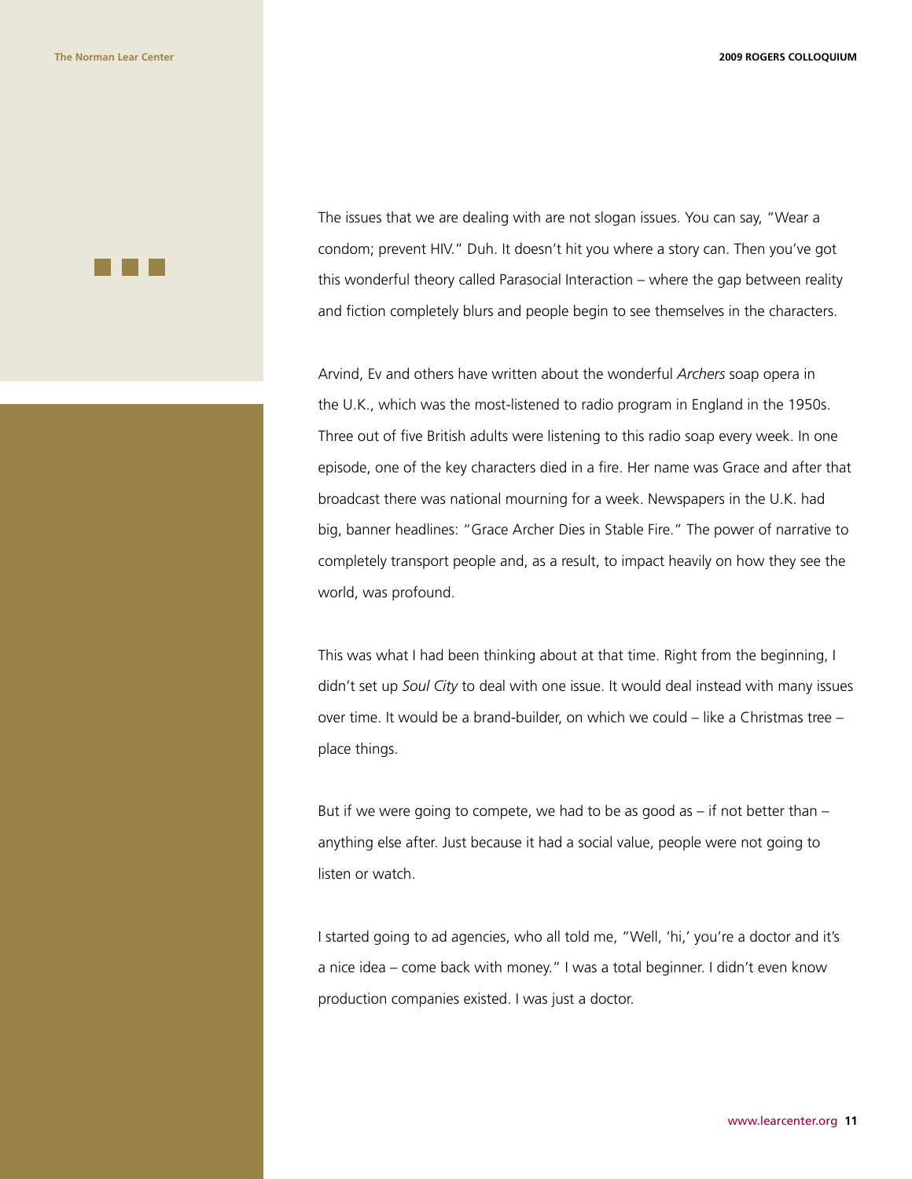The issues that we are dealing with are not slogan issues. You can say, "Wear a condom; prevent HIV." Duh. It doesn't hit you where a story can. Then you've got this wonderful theory called Parasocial Interaction – where the gap between reality and fiction completely blurs and people begin to see themselves in the characters.

Arvind, Ev and others have written about the wonderful *Archers* soap opera in the U.K., which was the most-listened to radio program in England in the 1950s. Three out of five British adults were listening to this radio soap every week. In one episode, one of the key characters died in a fire. Her name was Grace and after that broadcast there was national mourning for a week. Newspapers in the U.K. had big, banner headlines: "Grace Archer Dies in Stable Fire." The power of narrative to completely transport people and, as a result, to impact heavily on how they see the world, was profound.

This was what I had been thinking about at that time. Right from the beginning, I didn't set up *Soul City* to deal with one issue. It would deal instead with many issues over time. It would be a brand-builder, on which we could – like a Christmas tree – place things.

But if we were going to compete, we had to be as good as – if not better than – anything else after. Just because it had a social value, people were not going to listen or watch.

I started going to ad agencies, who all told me, "Well, 'hi,' you're a doctor and it's a nice idea – come back with money." I was a total beginner. I didn't even know production companies existed. I was just a doctor.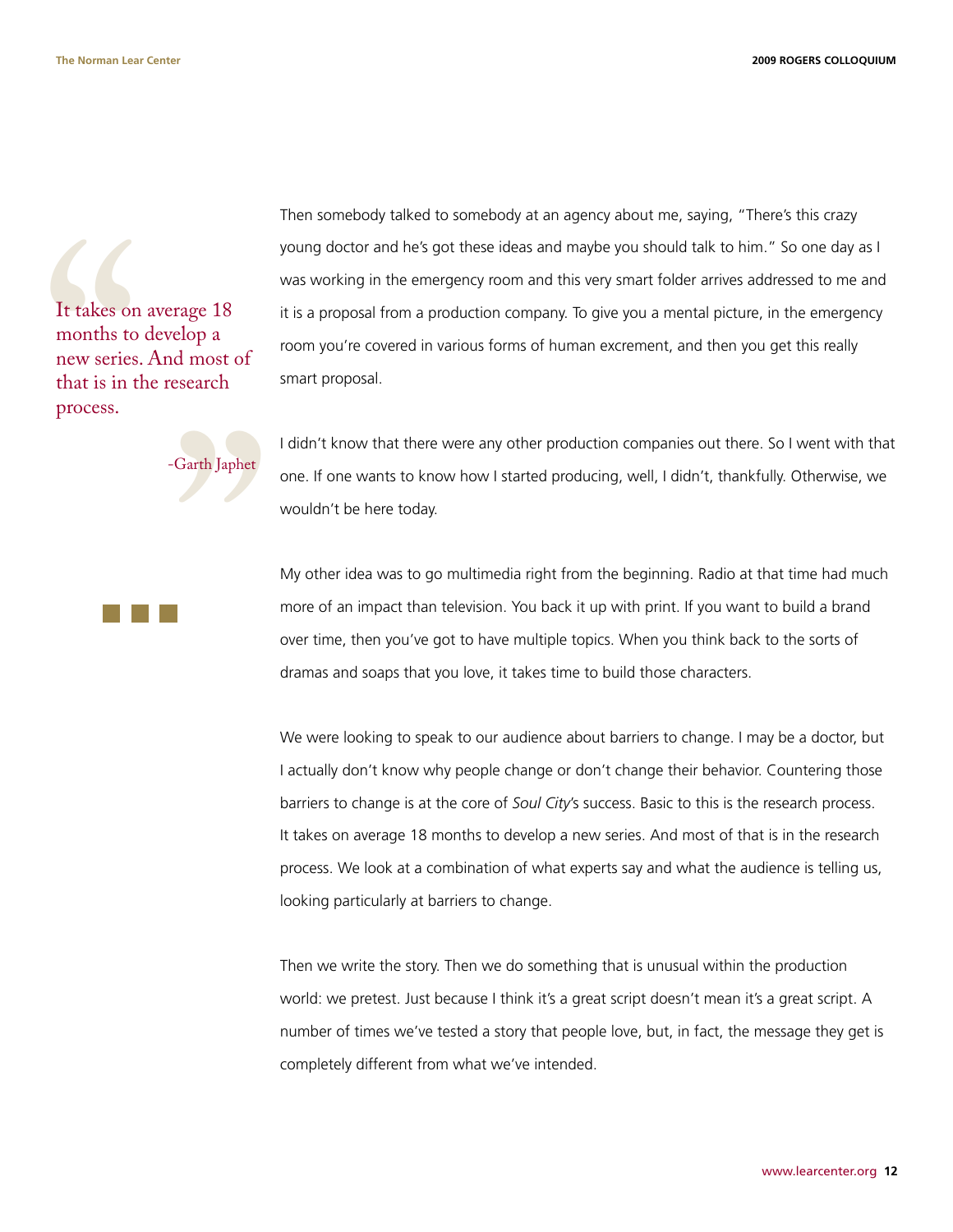> It takes on average 18 months to develop a new series. And most of that is in the research process.
>
> -Garth Japhet

Then somebody talked to somebody at an agency about me, saying, "There's this crazy young doctor and he's got these ideas and maybe you should talk to him." So one day as I was working in the emergency room and this very smart folder arrives addressed to me and it is a proposal from a production company. To give you a mental picture, in the emergency room you're covered in various forms of human excrement, and then you get this really smart proposal.

I didn't know that there were any other production companies out there. So I went with that one. If one wants to know how I started producing, well, I didn't, thankfully. Otherwise, we wouldn't be here today.

My other idea was to go multimedia right from the beginning. Radio at that time had much more of an impact than television. You back it up with print. If you want to build a brand over time, then you've got to have multiple topics. When you think back to the sorts of dramas and soaps that you love, it takes time to build those characters.

We were looking to speak to our audience about barriers to change. I may be a doctor, but I actually don't know why people change or don't change their behavior. Countering those barriers to change is at the core of *Soul City*'s success. Basic to this is the research process. It takes on average 18 months to develop a new series. And most of that is in the research process. We look at a combination of what experts say and what the audience is telling us, looking particularly at barriers to change.

Then we write the story. Then we do something that is unusual within the production world: we pretest. Just because I think it's a great script doesn't mean it's a great script. A number of times we've tested a story that people love, but, in fact, the message they get is completely different from what we've intended.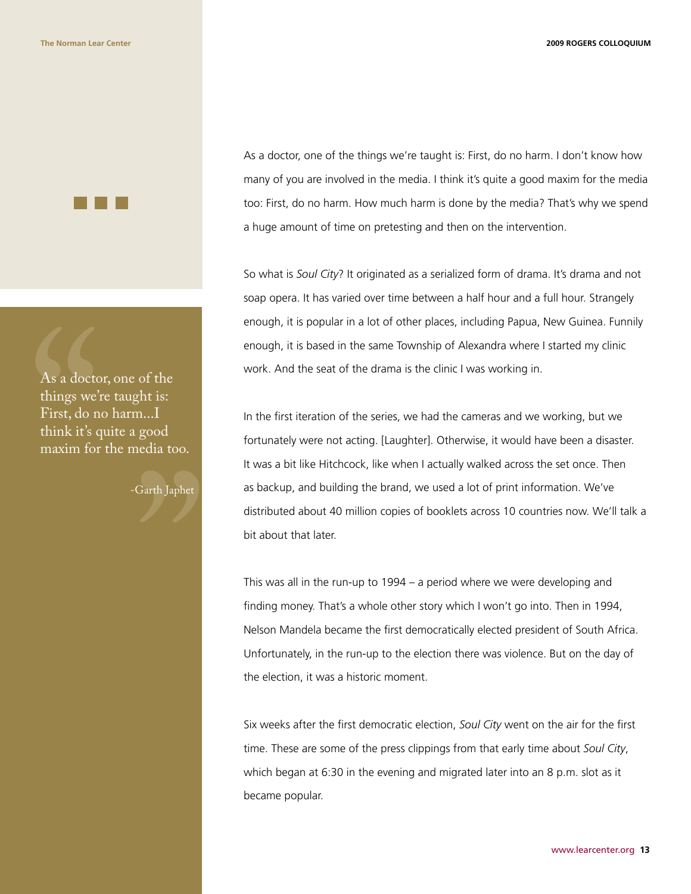As a doctor, one of the things we're taught is: First, do no harm. I don't know how many of you are involved in the media. I think it's quite a good maxim for the media too: First, do no harm. How much harm is done by the media? That's why we spend a huge amount of time on pretesting and then on the intervention.

> As a doctor, one of the things we're taught is: First, do no harm...I think it's quite a good maxim for the media too.
>
> -Garth Japhet

So what is *Soul City*? It originated as a serialized form of drama. It's drama and not soap opera. It has varied over time between a half hour and a full hour. Strangely enough, it is popular in a lot of other places, including Papua, New Guinea. Funnily enough, it is based in the same Township of Alexandra where I started my clinic work. And the seat of the drama is the clinic I was working in.

In the first iteration of the series, we had the cameras and we working, but we fortunately were not acting. [Laughter]. Otherwise, it would have been a disaster. It was a bit like Hitchcock, like when I actually walked across the set once. Then as backup, and building the brand, we used a lot of print information. We've distributed about 40 million copies of booklets across 10 countries now. We'll talk a bit about that later.

This was all in the run-up to 1994 – a period where we were developing and finding money. That's a whole other story which I won't go into. Then in 1994, Nelson Mandela became the first democratically elected president of South Africa. Unfortunately, in the run-up to the election there was violence. But on the day of the election, it was a historic moment.

Six weeks after the first democratic election, *Soul City* went on the air for the first time. These are some of the press clippings from that early time about *Soul City*, which began at 6:30 in the evening and migrated later into an 8 p.m. slot as it became popular.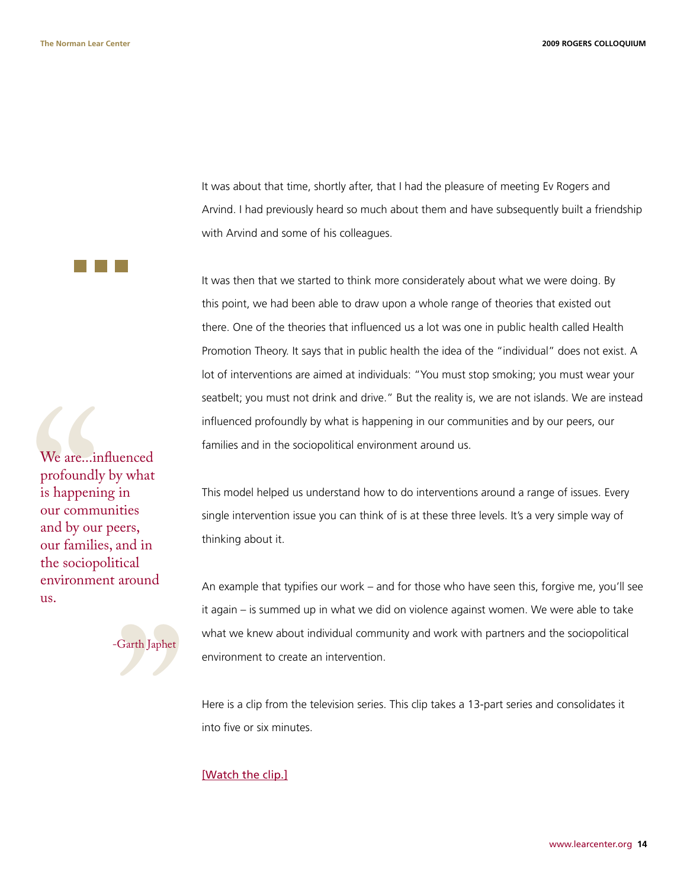It was about that time, shortly after, that I had the pleasure of meeting Ev Rogers and Arvind. I had previously heard so much about them and have subsequently built a friendship with Arvind and some of his colleagues.

It was then that we started to think more considerately about what we were doing. By this point, we had been able to draw upon a whole range of theories that existed out there. One of the theories that influenced us a lot was one in public health called Health Promotion Theory. It says that in public health the idea of the "individual" does not exist. A lot of interventions are aimed at individuals: "You must stop smoking; you must wear your seatbelt; you must not drink and drive." But the reality is, we are not islands. We are instead influenced profoundly by what is happening in our communities and by our peers, our families and in the sociopolitical environment around us.

> "We are...influenced profoundly by what is happening in our communities and by our peers, our families, and in the sociopolitical environment around us."
>
> -Garth Japhet

This model helped us understand how to do interventions around a range of issues. Every single intervention issue you can think of is at these three levels. It's a very simple way of thinking about it.

An example that typifies our work – and for those who have seen this, forgive me, you'll see it again – is summed up in what we did on violence against women. We were able to take what we knew about individual community and work with partners and the sociopolitical environment to create an intervention.

Here is a clip from the television series. This clip takes a 13-part series and consolidates it into five or six minutes.

[Watch the clip.]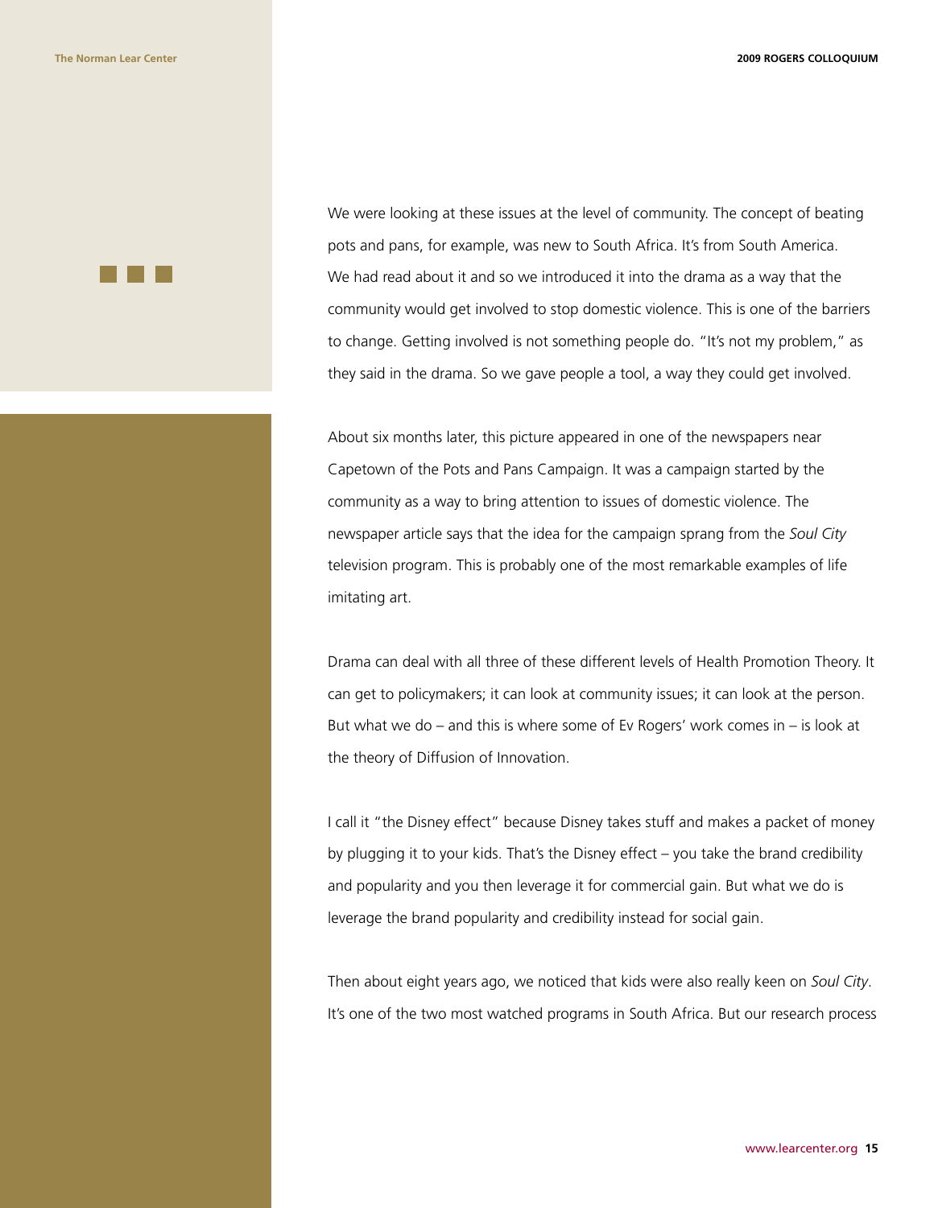We were looking at these issues at the level of community. The concept of beating pots and pans, for example, was new to South Africa. It's from South America. We had read about it and so we introduced it into the drama as a way that the community would get involved to stop domestic violence. This is one of the barriers to change. Getting involved is not something people do. "It's not my problem," as they said in the drama. So we gave people a tool, a way they could get involved.

About six months later, this picture appeared in one of the newspapers near Capetown of the Pots and Pans Campaign. It was a campaign started by the community as a way to bring attention to issues of domestic violence. The newspaper article says that the idea for the campaign sprang from the *Soul City* television program. This is probably one of the most remarkable examples of life imitating art.

Drama can deal with all three of these different levels of Health Promotion Theory. It can get to policymakers; it can look at community issues; it can look at the person. But what we do – and this is where some of Ev Rogers' work comes in – is look at the theory of Diffusion of Innovation.

I call it "the Disney effect" because Disney takes stuff and makes a packet of money by plugging it to your kids. That's the Disney effect – you take the brand credibility and popularity and you then leverage it for commercial gain. But what we do is leverage the brand popularity and credibility instead for social gain.

Then about eight years ago, we noticed that kids were also really keen on *Soul City*. It's one of the two most watched programs in South Africa. But our research process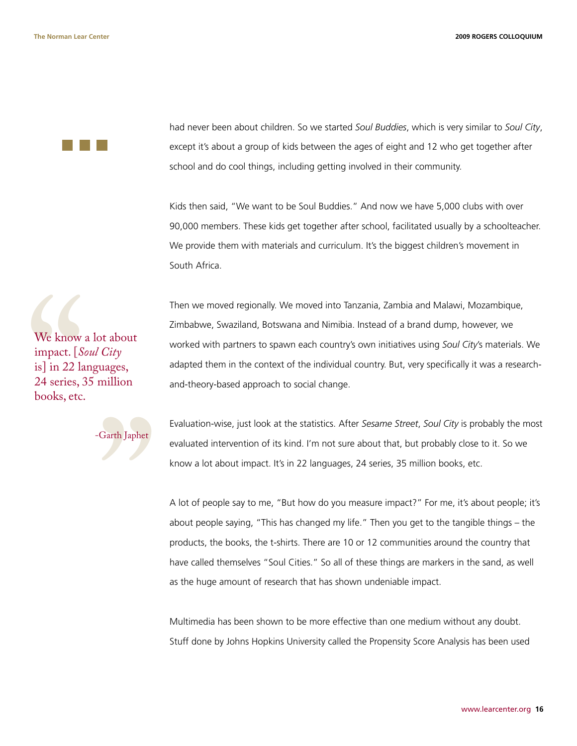had never been about children. So we started *Soul Buddies*, which is very similar to *Soul City*, except it's about a group of kids between the ages of eight and 12 who get together after school and do cool things, including getting involved in their community.

Kids then said, "We want to be Soul Buddies." And now we have 5,000 clubs with over 90,000 members. These kids get together after school, facilitated usually by a schoolteacher. We provide them with materials and curriculum. It's the biggest children's movement in South Africa.

> We know a lot about impact. [*Soul City* is] in 22 languages, 24 series, 35 million books, etc.
>
> -Garth Japhet

Then we moved regionally. We moved into Tanzania, Zambia and Malawi, Mozambique, Zimbabwe, Swaziland, Botswana and Nimibia. Instead of a brand dump, however, we worked with partners to spawn each country's own initiatives using *Soul City*'s materials. We adapted them in the context of the individual country. But, very specifically it was a research-and-theory-based approach to social change.

Evaluation-wise, just look at the statistics. After *Sesame Street*, *Soul City* is probably the most evaluated intervention of its kind. I'm not sure about that, but probably close to it. So we know a lot about impact. It's in 22 languages, 24 series, 35 million books, etc.

A lot of people say to me, "But how do you measure impact?" For me, it's about people; it's about people saying, "This has changed my life." Then you get to the tangible things – the products, the books, the t-shirts. There are 10 or 12 communities around the country that have called themselves "Soul Cities." So all of these things are markers in the sand, as well as the huge amount of research that has shown undeniable impact.

Multimedia has been shown to be more effective than one medium without any doubt. Stuff done by Johns Hopkins University called the Propensity Score Analysis has been used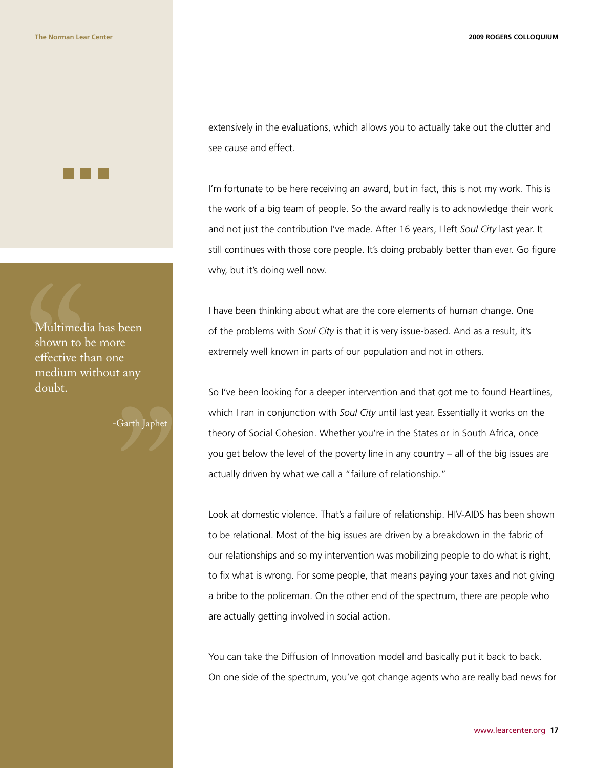> Multimedia has been shown to be more effective than one medium without any doubt.
>
> -Garth Japhet

extensively in the evaluations, which allows you to actually take out the clutter and see cause and effect.

I'm fortunate to be here receiving an award, but in fact, this is not my work. This is the work of a big team of people. So the award really is to acknowledge their work and not just the contribution I've made. After 16 years, I left *Soul City* last year. It still continues with those core people. It's doing probably better than ever. Go figure why, but it's doing well now.

I have been thinking about what are the core elements of human change. One of the problems with *Soul City* is that it is very issue-based. And as a result, it's extremely well known in parts of our population and not in others.

So I've been looking for a deeper intervention and that got me to found Heartlines, which I ran in conjunction with *Soul City* until last year. Essentially it works on the theory of Social Cohesion. Whether you're in the States or in South Africa, once you get below the level of the poverty line in any country – all of the big issues are actually driven by what we call a "failure of relationship."

Look at domestic violence. That's a failure of relationship. HIV-AIDS has been shown to be relational. Most of the big issues are driven by a breakdown in the fabric of our relationships and so my intervention was mobilizing people to do what is right, to fix what is wrong. For some people, that means paying your taxes and not giving a bribe to the policeman. On the other end of the spectrum, there are people who are actually getting involved in social action.

You can take the Diffusion of Innovation model and basically put it back to back. On one side of the spectrum, you've got change agents who are really bad news for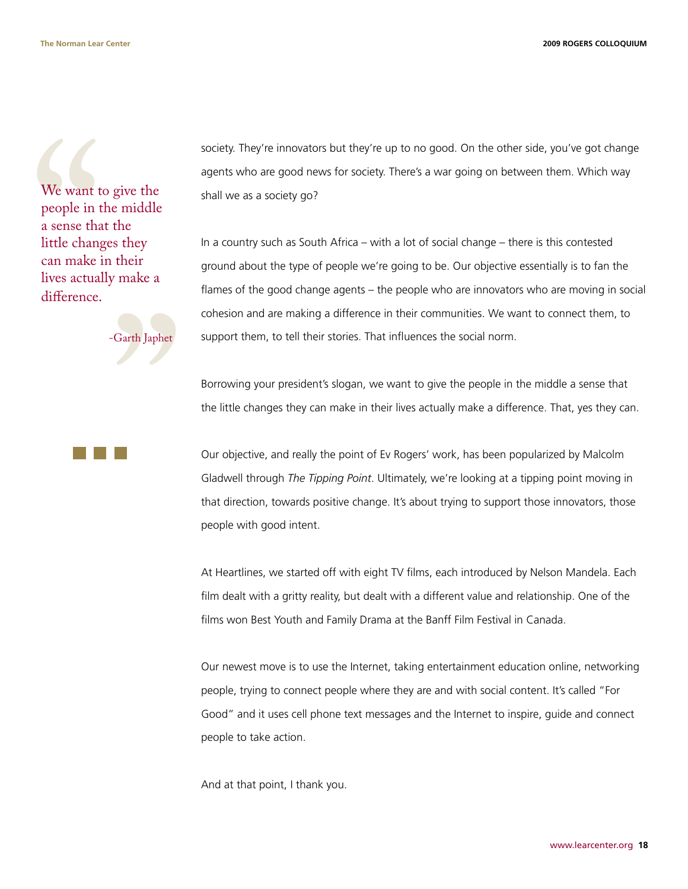> We want to give the people in the middle a sense that the little changes they can make in their lives actually make a difference.
>
> -Garth Japhet

society. They're innovators but they're up to no good. On the other side, you've got change agents who are good news for society. There's a war going on between them. Which way shall we as a society go?

In a country such as South Africa – with a lot of social change – there is this contested ground about the type of people we're going to be. Our objective essentially is to fan the flames of the good change agents – the people who are innovators who are moving in social cohesion and are making a difference in their communities. We want to connect them, to support them, to tell their stories. That influences the social norm.

Borrowing your president's slogan, we want to give the people in the middle a sense that the little changes they can make in their lives actually make a difference. That, yes they can.

Our objective, and really the point of Ev Rogers' work, has been popularized by Malcolm Gladwell through *The Tipping Point*. Ultimately, we're looking at a tipping point moving in that direction, towards positive change. It's about trying to support those innovators, those people with good intent.

At Heartlines, we started off with eight TV films, each introduced by Nelson Mandela. Each film dealt with a gritty reality, but dealt with a different value and relationship. One of the films won Best Youth and Family Drama at the Banff Film Festival in Canada.

Our newest move is to use the Internet, taking entertainment education online, networking people, trying to connect people where they are and with social content. It's called "For Good" and it uses cell phone text messages and the Internet to inspire, guide and connect people to take action.

And at that point, I thank you.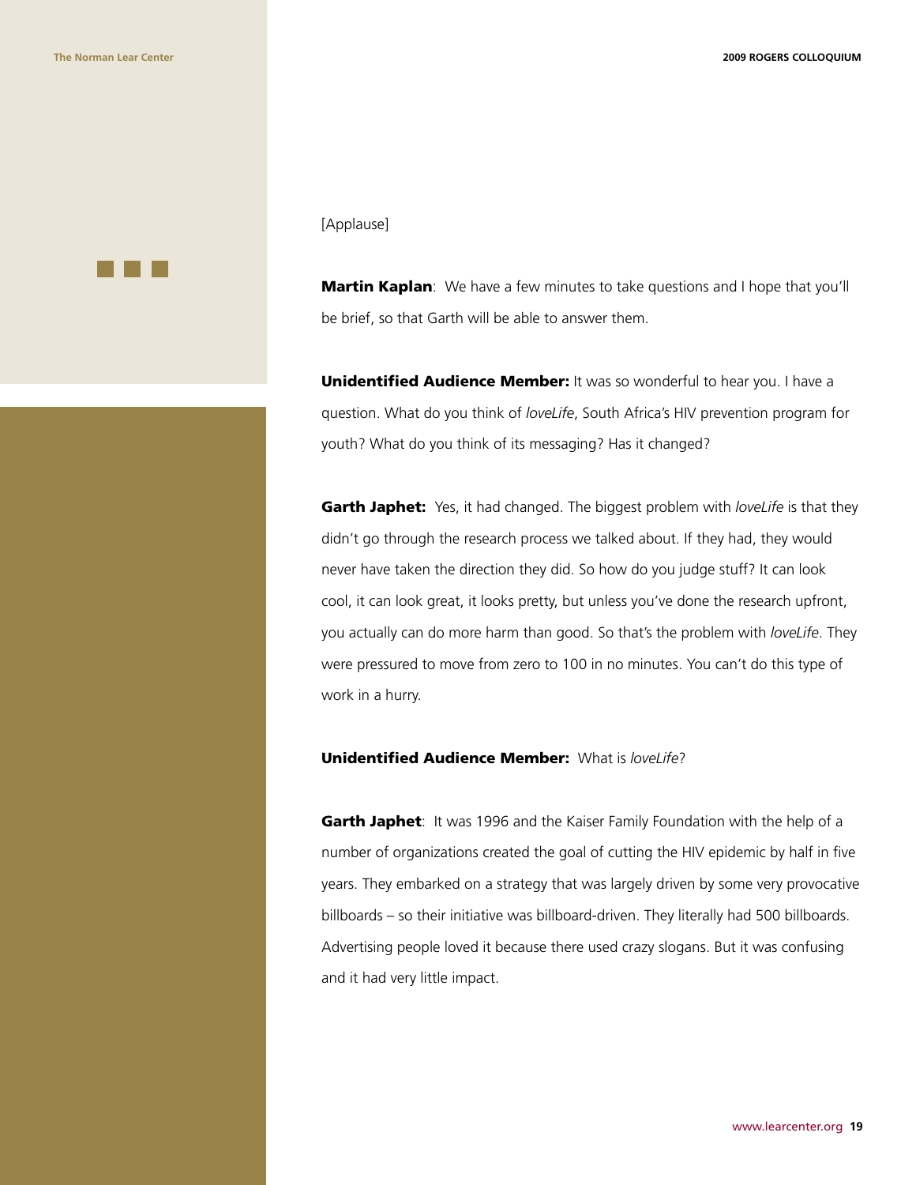[Applause]

**Martin Kaplan**: We have a few minutes to take questions and I hope that you'll be brief, so that Garth will be able to answer them.

**Unidentified Audience Member:** It was so wonderful to hear you. I have a question. What do you think of *loveLife*, South Africa's HIV prevention program for youth? What do you think of its messaging? Has it changed?

**Garth Japhet:** Yes, it had changed. The biggest problem with *loveLife* is that they didn't go through the research process we talked about. If they had, they would never have taken the direction they did. So how do you judge stuff? It can look cool, it can look great, it looks pretty, but unless you've done the research upfront, you actually can do more harm than good. So that's the problem with *loveLife*. They were pressured to move from zero to 100 in no minutes. You can't do this type of work in a hurry.

**Unidentified Audience Member:** What is *loveLife*?

**Garth Japhet**: It was 1996 and the Kaiser Family Foundation with the help of a number of organizations created the goal of cutting the HIV epidemic by half in five years. They embarked on a strategy that was largely driven by some very provocative billboards – so their initiative was billboard-driven. They literally had 500 billboards. Advertising people loved it because there used crazy slogans. But it was confusing and it had very little impact.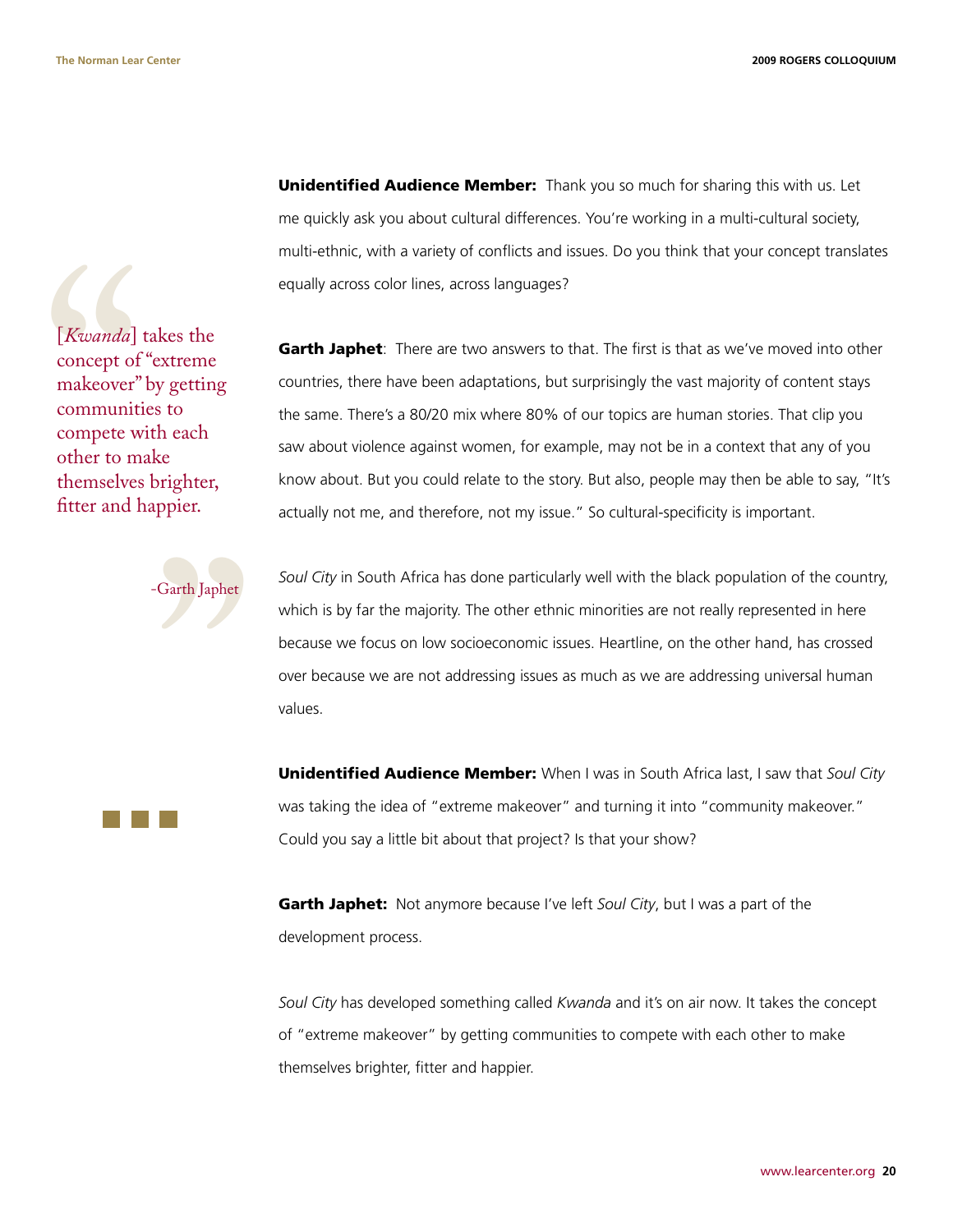**Unidentified Audience Member:** Thank you so much for sharing this with us. Let me quickly ask you about cultural differences. You're working in a multi-cultural society, multi-ethnic, with a variety of conflicts and issues. Do you think that your concept translates equally across color lines, across languages?

> [*Kwanda*] takes the concept of "extreme makeover" by getting communities to compete with each other to make themselves brighter, fitter and happier.
>
> -Garth Japhet

**Garth Japhet**: There are two answers to that. The first is that as we've moved into other countries, there have been adaptations, but surprisingly the vast majority of content stays the same. There's a 80/20 mix where 80% of our topics are human stories. That clip you saw about violence against women, for example, may not be in a context that any of you know about. But you could relate to the story. But also, people may then be able to say, "It's actually not me, and therefore, not my issue." So cultural-specificity is important.

*Soul City* in South Africa has done particularly well with the black population of the country, which is by far the majority. The other ethnic minorities are not really represented in here because we focus on low socioeconomic issues. Heartline, on the other hand, has crossed over because we are not addressing issues as much as we are addressing universal human values.

**Unidentified Audience Member:** When I was in South Africa last, I saw that *Soul City* was taking the idea of "extreme makeover" and turning it into "community makeover." Could you say a little bit about that project? Is that your show?

**Garth Japhet:** Not anymore because I've left *Soul City*, but I was a part of the development process.

*Soul City* has developed something called *Kwanda* and it's on air now. It takes the concept of "extreme makeover" by getting communities to compete with each other to make themselves brighter, fitter and happier.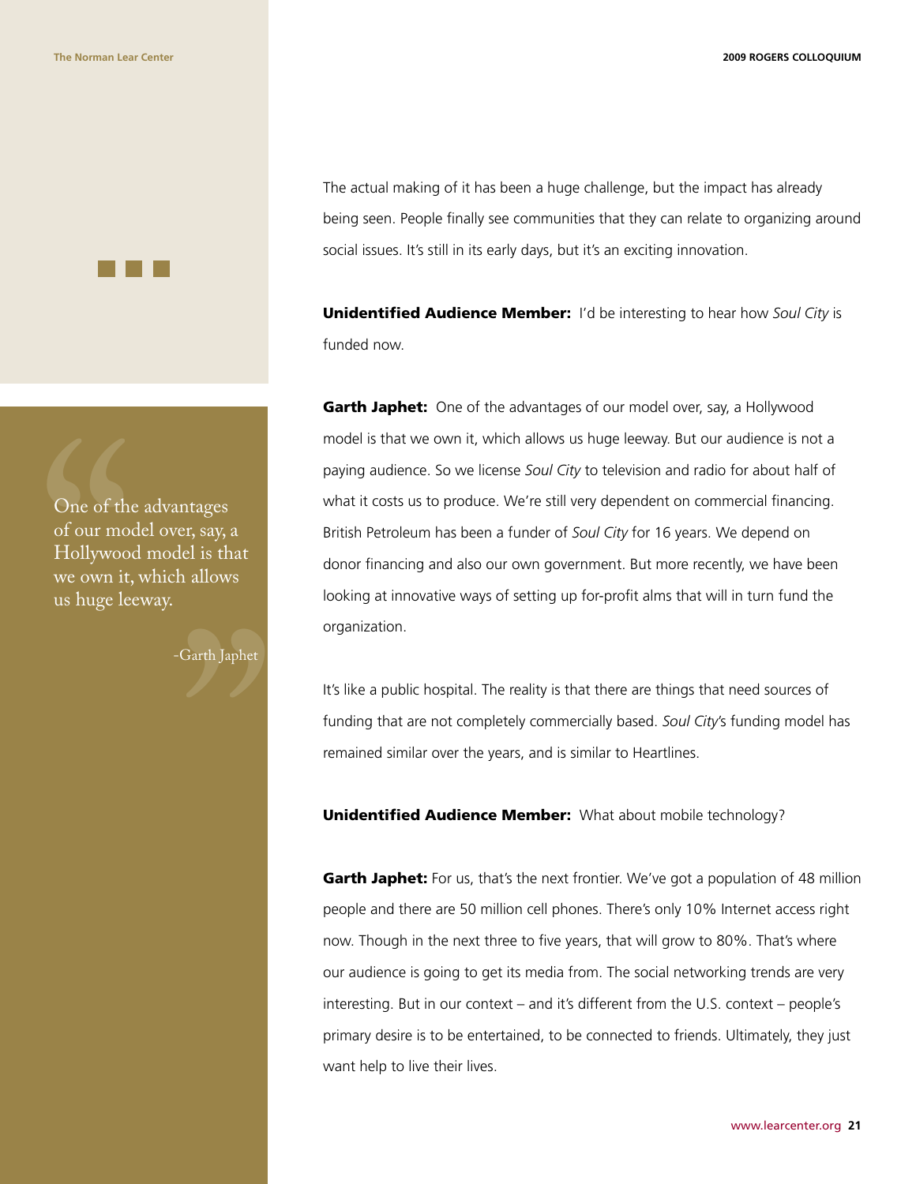> One of the advantages of our model over, say, a Hollywood model is that we own it, which allows us huge leeway.
>
> -Garth Japhet

The actual making of it has been a huge challenge, but the impact has already being seen. People finally see communities that they can relate to organizing around social issues. It's still in its early days, but it's an exciting innovation.

**Unidentified Audience Member:** I'd be interesting to hear how *Soul City* is funded now.

**Garth Japhet:** One of the advantages of our model over, say, a Hollywood model is that we own it, which allows us huge leeway. But our audience is not a paying audience. So we license *Soul City* to television and radio for about half of what it costs us to produce. We're still very dependent on commercial financing. British Petroleum has been a funder of *Soul City* for 16 years. We depend on donor financing and also our own government. But more recently, we have been looking at innovative ways of setting up for-profit alms that will in turn fund the organization.

It's like a public hospital. The reality is that there are things that need sources of funding that are not completely commercially based. *Soul City*'s funding model has remained similar over the years, and is similar to Heartlines.

**Unidentified Audience Member:** What about mobile technology?

**Garth Japhet:** For us, that's the next frontier. We've got a population of 48 million people and there are 50 million cell phones. There's only 10% Internet access right now. Though in the next three to five years, that will grow to 80%. That's where our audience is going to get its media from. The social networking trends are very interesting. But in our context – and it's different from the U.S. context – people's primary desire is to be entertained, to be connected to friends. Ultimately, they just want help to live their lives.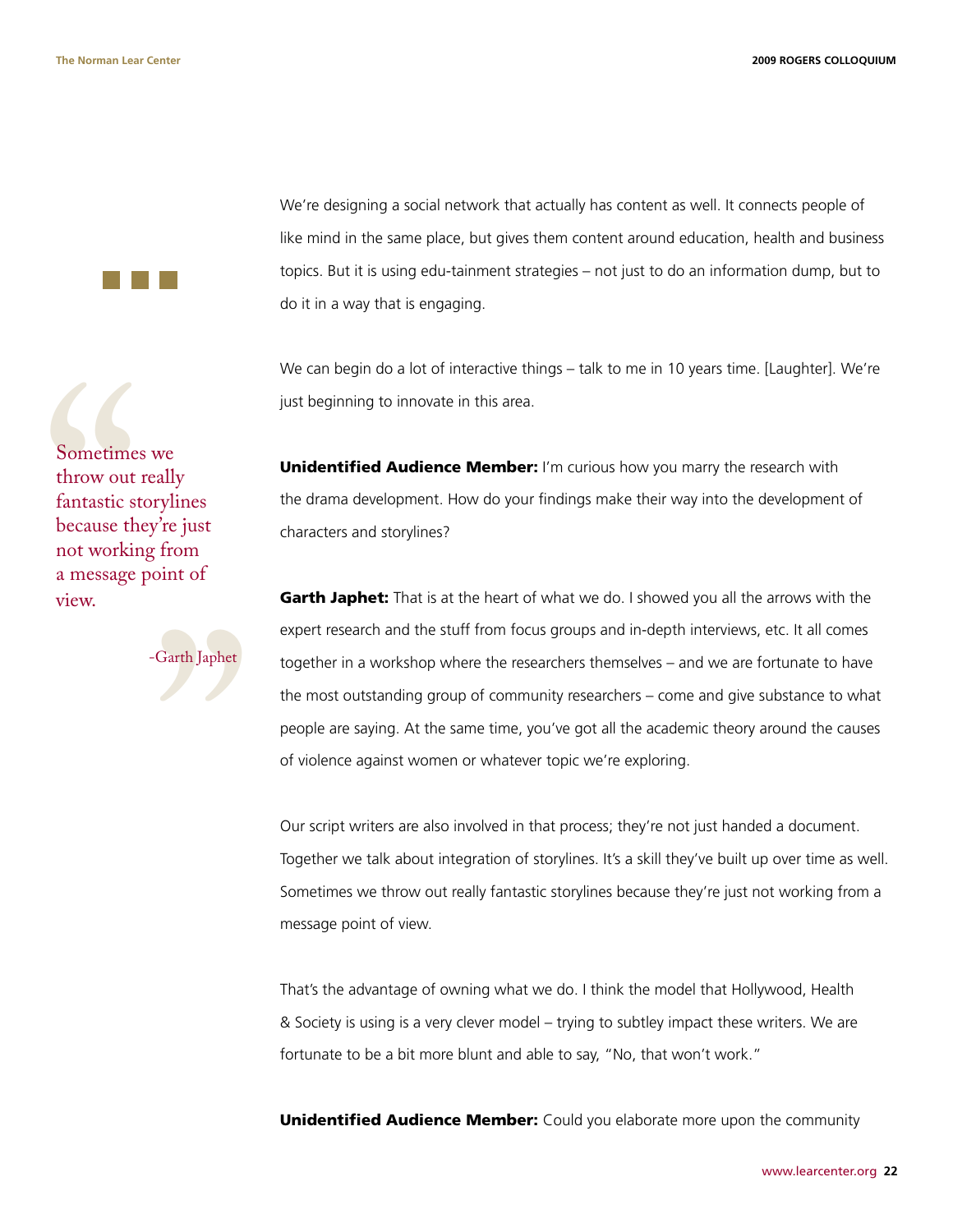We're designing a social network that actually has content as well. It connects people of like mind in the same place, but gives them content around education, health and business topics. But it is using edu-tainment strategies – not just to do an information dump, but to do it in a way that is engaging.

We can begin do a lot of interactive things – talk to me in 10 years time. [Laughter]. We're just beginning to innovate in this area.

> Sometimes we throw out really fantastic storylines because they're just not working from a message point of view.
>
> -Garth Japhet

**Unidentified Audience Member:** I'm curious how you marry the research with the drama development. How do your findings make their way into the development of characters and storylines?

**Garth Japhet:** That is at the heart of what we do. I showed you all the arrows with the expert research and the stuff from focus groups and in-depth interviews, etc. It all comes together in a workshop where the researchers themselves – and we are fortunate to have the most outstanding group of community researchers – come and give substance to what people are saying. At the same time, you've got all the academic theory around the causes of violence against women or whatever topic we're exploring.

Our script writers are also involved in that process; they're not just handed a document. Together we talk about integration of storylines. It's a skill they've built up over time as well. Sometimes we throw out really fantastic storylines because they're just not working from a message point of view.

That's the advantage of owning what we do. I think the model that Hollywood, Health & Society is using is a very clever model – trying to subtley impact these writers. We are fortunate to be a bit more blunt and able to say, "No, that won't work."

**Unidentified Audience Member:** Could you elaborate more upon the community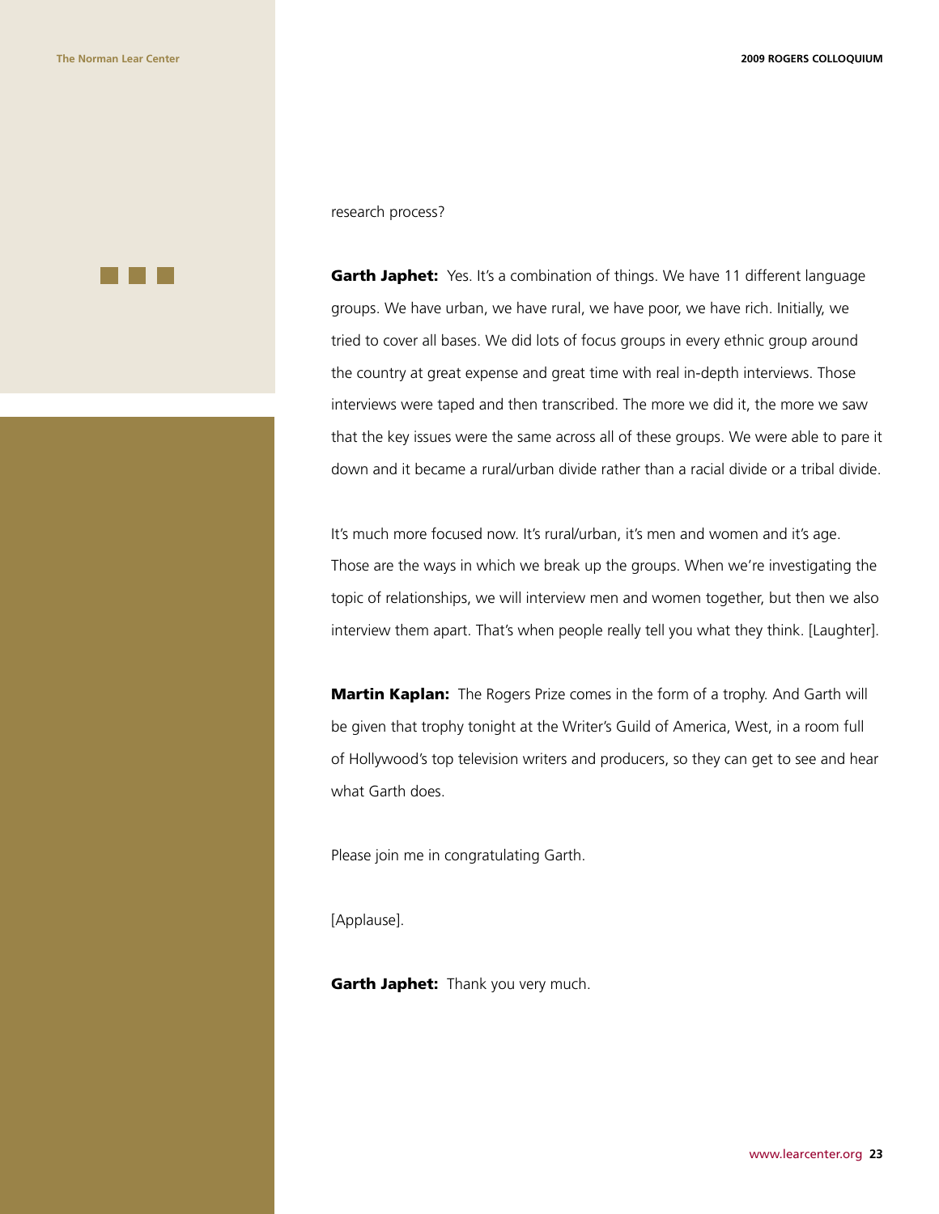research process?

**Garth Japhet:** Yes. It's a combination of things. We have 11 different language groups. We have urban, we have rural, we have poor, we have rich. Initially, we tried to cover all bases. We did lots of focus groups in every ethnic group around the country at great expense and great time with real in-depth interviews. Those interviews were taped and then transcribed. The more we did it, the more we saw that the key issues were the same across all of these groups. We were able to pare it down and it became a rural/urban divide rather than a racial divide or a tribal divide.

It's much more focused now. It's rural/urban, it's men and women and it's age. Those are the ways in which we break up the groups. When we're investigating the topic of relationships, we will interview men and women together, but then we also interview them apart. That's when people really tell you what they think. [Laughter].

**Martin Kaplan:** The Rogers Prize comes in the form of a trophy. And Garth will be given that trophy tonight at the Writer's Guild of America, West, in a room full of Hollywood's top television writers and producers, so they can get to see and hear what Garth does.

Please join me in congratulating Garth.

[Applause].

**Garth Japhet:** Thank you very much.